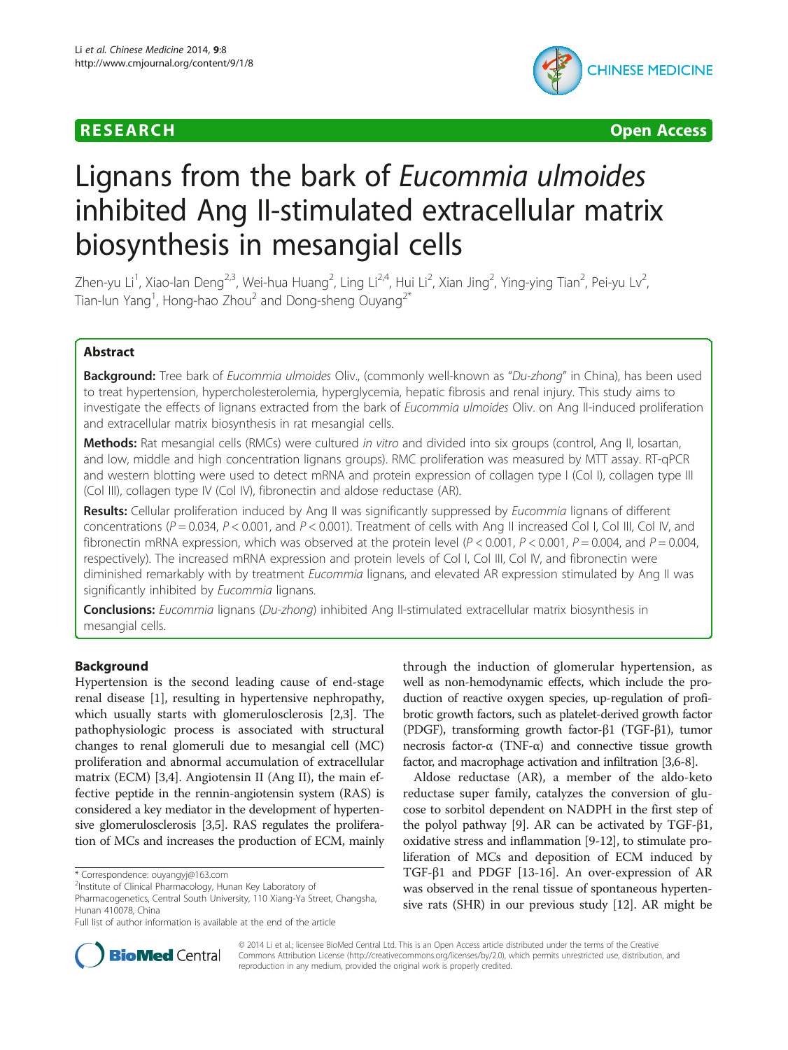**RESEARCH** **Open Access**

# Lignans from the bark of *Eucommia ulmoides* inhibited Ang II-stimulated extracellular matrix biosynthesis in mesangial cells

Zhen-yu Li[1], Xiao-lan Deng[2,3], Wei-hua Huang[2], Ling Li[2,4], Hui Li[2], Xian Jing[2], Ying-ying Tian[2], Pei-yu Lv[2], Tian-lun Yang[1], Hong-hao Zhou[2] and Dong-sheng Ouyang[2*]

## Abstract

**Background:** Tree bark of *Eucommia ulmoides* Oliv., (commonly well-known as "*Du-zhong*" in China), has been used to treat hypertension, hypercholesterolemia, hyperglycemia, hepatic fibrosis and renal injury. This study aims to investigate the effects of lignans extracted from the bark of *Eucommia ulmoides* Oliv. on Ang II-induced proliferation and extracellular matrix biosynthesis in rat mesangial cells.

**Methods:** Rat mesangial cells (RMCs) were cultured *in vitro* and divided into six groups (control, Ang II, losartan, and low, middle and high concentration lignans groups). RMC proliferation was measured by MTT assay. RT-qPCR and western blotting were used to detect mRNA and protein expression of collagen type I (Col I), collagen type III (Col III), collagen type IV (Col IV), fibronectin and aldose reductase (AR).

**Results:** Cellular proliferation induced by Ang II was significantly suppressed by *Eucommia* lignans of different concentrations ($P = 0.034$, $P < 0.001$, and $P < 0.001$). Treatment of cells with Ang II increased Col I, Col III, Col IV, and fibronectin mRNA expression, which was observed at the protein level ($P < 0.001$, $P < 0.001$, $P = 0.004$, and $P = 0.004$, respectively). The increased mRNA expression and protein levels of Col I, Col III, Col IV, and fibronectin were diminished remarkably with by treatment *Eucommia* lignans, and elevated AR expression stimulated by Ang II was significantly inhibited by *Eucommia* lignans.

**Conclusions:** *Eucommia* lignans (*Du-zhong*) inhibited Ang II-stimulated extracellular matrix biosynthesis in mesangial cells.

## Background

Hypertension is the second leading cause of end-stage renal disease [1], resulting in hypertensive nephropathy, which usually starts with glomerulosclerosis [2,3]. The pathophysiologic process is associated with structural changes to renal glomeruli due to mesangial cell (MC) proliferation and abnormal accumulation of extracellular matrix (ECM) [3,4]. Angiotensin II (Ang II), the main effective peptide in the rennin-angiotensin system (RAS) is considered a key mediator in the development of hypertensive glomerulosclerosis [3,5]. RAS regulates the proliferation of MCs and increases the production of ECM, mainly through the induction of glomerular hypertension, as well as non-hemodynamic effects, which include the production of reactive oxygen species, up-regulation of profibrotic growth factors, such as platelet-derived growth factor (PDGF), transforming growth factor-β1 (TGF-β1), tumor necrosis factor-α (TNF-α) and connective tissue growth factor, and macrophage activation and infiltration [3,6-8].

Aldose reductase (AR), a member of the aldo-keto reductase super family, catalyzes the conversion of glucose to sorbitol dependent on NADPH in the first step of the polyol pathway [9]. AR can be activated by TGF-β1, oxidative stress and inflammation [9-12], to stimulate proliferation of MCs and deposition of ECM induced by TGF-β1 and PDGF [13-16]. An over-expression of AR was observed in the renal tissue of spontaneous hypertensive rats (SHR) in our previous study [12]. AR might be

\* Correspondence: ouyangyj@163.com
[2]Institute of Clinical Pharmacology, Hunan Key Laboratory of Pharmacogenetics, Central South University, 110 Xiang-Ya Street, Changsha, Hunan 410078, China
Full list of author information is available at the end of the article

© 2014 Li et al.; licensee BioMed Central Ltd. This is an Open Access article distributed under the terms of the Creative Commons Attribution License (http://creativecommons.org/licenses/by/2.0), which permits unrestricted use, distribution, and reproduction in any medium, provided the original work is properly credited.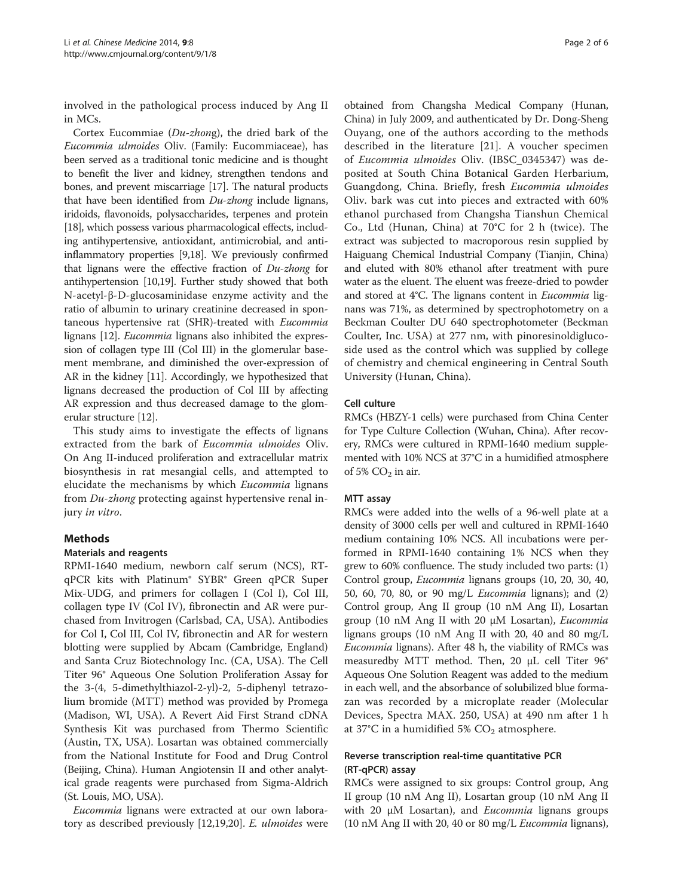involved in the pathological process induced by Ang II in MCs.

Cortex Eucommiae (*Du-zhong*), the dried bark of the *Eucommia ulmoides* Oliv. (Family: Eucommiaceae), has been served as a traditional tonic medicine and is thought to benefit the liver and kidney, strengthen tendons and bones, and prevent miscarriage [17]. The natural products that have been identified from *Du-zhong* include lignans, iridoids, flavonoids, polysaccharides, terpenes and protein [18], which possess various pharmacological effects, including antihypertensive, antioxidant, antimicrobial, and anti-inflammatory properties [9,18]. We previously confirmed that lignans were the effective fraction of *Du-zhong* for antihypertension [10,19]. Further study showed that both N-acetyl-β-D-glucosaminidase enzyme activity and the ratio of albumin to urinary creatinine decreased in spontaneous hypertensive rat (SHR)-treated with *Eucommia* lignans [12]. *Eucommia* lignans also inhibited the expression of collagen type III (Col III) in the glomerular basement membrane, and diminished the over-expression of AR in the kidney [11]. Accordingly, we hypothesized that lignans decreased the production of Col III by affecting AR expression and thus decreased damage to the glomerular structure [12].

This study aims to investigate the effects of lignans extracted from the bark of *Eucommia ulmoides* Oliv. On Ang II-induced proliferation and extracellular matrix biosynthesis in rat mesangial cells, and attempted to elucidate the mechanisms by which *Eucommia* lignans from *Du-zhong* protecting against hypertensive renal injury *in vitro*.

## Methods

### Materials and reagents

RPMI-1640 medium, newborn calf serum (NCS), RT-qPCR kits with Platinum® SYBR® Green qPCR Super Mix-UDG, and primers for collagen I (Col I), Col III, collagen type IV (Col IV), fibronectin and AR were purchased from Invitrogen (Carlsbad, CA, USA). Antibodies for Col I, Col III, Col IV, fibronectin and AR for western blotting were supplied by Abcam (Cambridge, England) and Santa Cruz Biotechnology Inc. (CA, USA). The Cell Titer 96® Aqueous One Solution Proliferation Assay for the 3-(4, 5-dimethylthiazol-2-yl)-2, 5-diphenyl tetrazolium bromide (MTT) method was provided by Promega (Madison, WI, USA). A Revert Aid First Strand cDNA Synthesis Kit was purchased from Thermo Scientific (Austin, TX, USA). Losartan was obtained commercially from the National Institute for Food and Drug Control (Beijing, China). Human Angiotensin II and other analytical grade reagents were purchased from Sigma-Aldrich (St. Louis, MO, USA).

*Eucommia* lignans were extracted at our own laboratory as described previously [12,19,20]. *E. ulmoides* were obtained from Changsha Medical Company (Hunan, China) in July 2009, and authenticated by Dr. Dong-Sheng Ouyang, one of the authors according to the methods described in the literature [21]. A voucher specimen of *Eucommia ulmoides* Oliv. (IBSC_0345347) was deposited at South China Botanical Garden Herbarium, Guangdong, China. Briefly, fresh *Eucommia ulmoides* Oliv. bark was cut into pieces and extracted with 60% ethanol purchased from Changsha Tianshun Chemical Co., Ltd (Hunan, China) at 70°C for 2 h (twice). The extract was subjected to macroporous resin supplied by Haiguang Chemical Industrial Company (Tianjin, China) and eluted with 80% ethanol after treatment with pure water as the eluent. The eluent was freeze-dried to powder and stored at 4°C. The lignans content in *Eucommia* lignans was 71%, as determined by spectrophotometry on a Beckman Coulter DU 640 spectrophotometer (Beckman Coulter, Inc. USA) at 277 nm, with pinoresinoldiglucoside used as the control which was supplied by college of chemistry and chemical engineering in Central South University (Hunan, China).

### Cell culture

RMCs (HBZY-1 cells) were purchased from China Center for Type Culture Collection (Wuhan, China). After recovery, RMCs were cultured in RPMI-1640 medium supplemented with 10% NCS at 37°C in a humidified atmosphere of 5% $CO_2$ in air.

### MTT assay

RMCs were added into the wells of a 96-well plate at a density of 3000 cells per well and cultured in RPMI-1640 medium containing 10% NCS. All incubations were performed in RPMI-1640 containing 1% NCS when they grew to 60% confluence. The study included two parts: (1) Control group, *Eucommia* lignans groups (10, 20, 30, 40, 50, 60, 70, 80, or 90 mg/L *Eucommia* lignans); and (2) Control group, Ang II group (10 nM Ang II), Losartan group (10 nM Ang II with 20 μM Losartan), *Eucommia* lignans groups (10 nM Ang II with 20, 40 and 80 mg/L *Eucommia* lignans). After 48 h, the viability of RMCs was measuredby MTT method. Then, 20 μL cell Titer 96® Aqueous One Solution Reagent was added to the medium in each well, and the absorbance of solubilized blue formazan was recorded by a microplate reader (Molecular Devices, Spectra MAX. 250, USA) at 490 nm after 1 h at 37°C in a humidified 5% $CO_2$ atmosphere.

### Reverse transcription real-time quantitative PCR (RT-qPCR) assay

RMCs were assigned to six groups: Control group, Ang II group (10 nM Ang II), Losartan group (10 nM Ang II with 20 μM Losartan), and *Eucommia* lignans groups (10 nM Ang II with 20, 40 or 80 mg/L *Eucommia* lignans),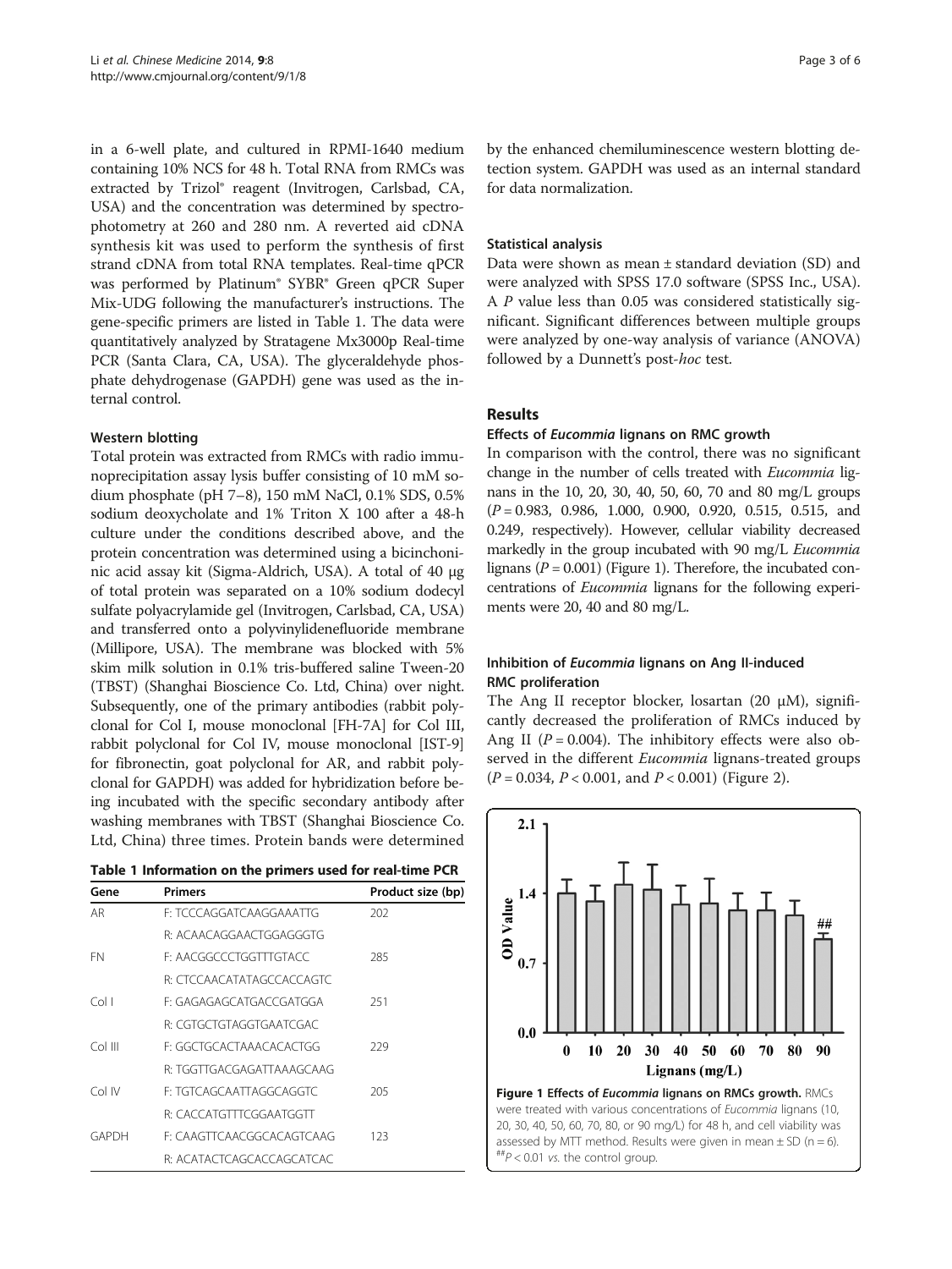in a 6-well plate, and cultured in RPMI-1640 medium containing 10% NCS for 48 h. Total RNA from RMCs was extracted by Trizol® reagent (Invitrogen, Carlsbad, CA, USA) and the concentration was determined by spectrophotometry at 260 and 280 nm. A reverted aid cDNA synthesis kit was used to perform the synthesis of first strand cDNA from total RNA templates. Real-time qPCR was performed by Platinum® SYBR® Green qPCR Super Mix-UDG following the manufacturer's instructions. The gene-specific primers are listed in Table 1. The data were quantitatively analyzed by Stratagene Mx3000p Real-time PCR (Santa Clara, CA, USA). The glyceraldehyde phosphate dehydrogenase (GAPDH) gene was used as the internal control.

#### Western blotting

Total protein was extracted from RMCs with radio immunoprecipitation assay lysis buffer consisting of 10 mM sodium phosphate (pH 7–8), 150 mM NaCl, 0.1% SDS, 0.5% sodium deoxycholate and 1% Triton X 100 after a 48-h culture under the conditions described above, and the protein concentration was determined using a bicinchoninic acid assay kit (Sigma-Aldrich, USA). A total of 40 μg of total protein was separated on a 10% sodium dodecyl sulfate polyacrylamide gel (Invitrogen, Carlsbad, CA, USA) and transferred onto a polyvinylidenefluoride membrane (Millipore, USA). The membrane was blocked with 5% skim milk solution in 0.1% tris-buffered saline Tween-20 (TBST) (Shanghai Bioscience Co. Ltd, China) over night. Subsequently, one of the primary antibodies (rabbit polyclonal for Col I, mouse monoclonal [FH-7A] for Col III, rabbit polyclonal for Col IV, mouse monoclonal [IST-9] for fibronectin, goat polyclonal for AR, and rabbit polyclonal for GAPDH) was added for hybridization before being incubated with the specific secondary antibody after washing membranes with TBST (Shanghai Bioscience Co. Ltd, China) three times. Protein bands were determined by the enhanced chemiluminescence western blotting detection system. GAPDH was used as an internal standard for data normalization.

**Table 1 Information on the primers used for real-time PCR**

| Gene | Primers | Product size (bp) |
|---|---|---|
| AR | F: TCCCAGGATCAAGGAAATTG | 202 |
| | R: ACAACAGGAACTGGAGGGTG | |
| FN | F: AACGGCCCTGGTTTGTACC | 285 |
| | R: CTCCAACATATAGCCACCAGTC | |
| Col I | F: GAGAGAGCATGACCGATGGA | 251 |
| | R: CGTGCTGTAGGTGAATCGAC | |
| Col III | F: GGCTGCACTAAACACACTGG | 229 |
| | R: TGGTTGACGAGATTAAAGCAAG | |
| Col IV | F: TGTCAGCAATTAGGCAGGTC | 205 |
| | R: CACCATGTTTCGGAATGGTT | |
| GAPDH | F: CAAGTTCAACGGCACAGTCAAG | 123 |
| | R: ACATACTCAGCACCAGCATCAC | |

#### Statistical analysis

Data were shown as mean ± standard deviation (SD) and were analyzed with SPSS 17.0 software (SPSS Inc., USA). A *P* value less than 0.05 was considered statistically significant. Significant differences between multiple groups were analyzed by one-way analysis of variance (ANOVA) followed by a Dunnett's post-*hoc* test.

## Results

#### Effects of *Eucommia* lignans on RMC growth

In comparison with the control, there was no significant change in the number of cells treated with *Eucommia* lignans in the 10, 20, 30, 40, 50, 60, 70 and 80 mg/L groups ($P$ = 0.983, 0.986, 1.000, 0.900, 0.920, 0.515, 0.515, and 0.249, respectively). However, cellular viability decreased markedly in the group incubated with 90 mg/L *Eucommia* lignans ($P = 0.001$) (Figure 1). Therefore, the incubated concentrations of *Eucommia* lignans for the following experiments were 20, 40 and 80 mg/L.

#### Inhibition of *Eucommia* lignans on Ang II-induced RMC proliferation

The Ang II receptor blocker, losartan (20 μM), significantly decreased the proliferation of RMCs induced by Ang II ($P = 0.004$). The inhibitory effects were also observed in the different *Eucommia* lignans-treated groups ($P = 0.034$, $P < 0.001$, and $P < 0.001$) (Figure 2).

2.1
1.4
0.7
0.0
OD Value
##
0 10 20 30 40 50 60 70 80 90
Lignans (mg/L)

**Figure 1 Effects of *Eucommia* lignans on RMCs growth.** RMCs were treated with various concentrations of *Eucommia* lignans (10, 20, 30, 40, 50, 60, 70, 80, or 90 mg/L) for 48 h, and cell viability was assessed by MTT method. Results were given in mean ± SD (n = 6). ##$P < 0.01$ *vs.* the control group.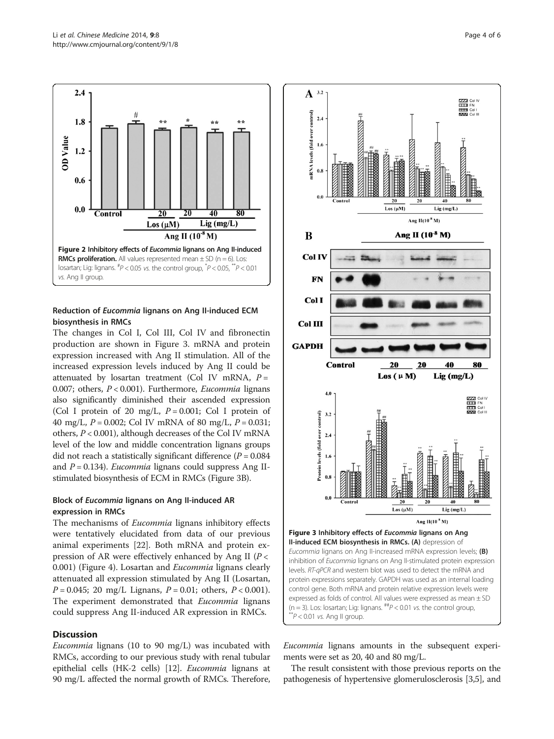Figure 2 Inhibitory effects of *Eucommia* lignans on Ang II-induced RMCs proliferation. All values represented mean ± SD (n = 6). Los: losartan; Lig: lignans. $^{\#}P < 0.05$ *vs.* the control group, $^{*}P < 0.05$, $^{**}P < 0.01$ *vs.* Ang II group.

### Reduction of *Eucommia* lignans on Ang II-induced ECM biosynthesis in RMCs

The changes in Col I, Col III, Col IV and fibronectin production are shown in Figure 3. mRNA and protein expression increased with Ang II stimulation. All of the increased expression levels induced by Ang II could be attenuated by losartan treatment (Col IV mRNA, $P = 0.007$; others, $P < 0.001$). Furthermore, *Eucommia* lignans also significantly diminished their ascended expression (Col I protein of 20 mg/L, $P = 0.001$; Col I protein of 40 mg/L, $P = 0.002$; Col IV mRNA of 80 mg/L, $P = 0.031$; others, $P < 0.001$), although decreases of the Col IV mRNA level of the low and middle concentration lignans groups did not reach a statistically significant difference ($P = 0.084$ and $P = 0.134$). *Eucommia* lignans could suppress Ang II-stimulated biosynthesis of ECM in RMCs (Figure 3B).

### Block of *Eucommia* lignans on Ang II-induced AR expression in RMCs

The mechanisms of *Eucommia* lignans inhibitory effects were tentatively elucidated from data of our previous animal experiments [22]. Both mRNA and protein expression of AR were effectively enhanced by Ang II ($P < 0.001$) (Figure 4). Losartan and *Eucommia* lignans clearly attenuated all expression stimulated by Ang II (Losartan, $P = 0.045$; 20 mg/L Lignans, $P = 0.01$; others, $P < 0.001$). The experiment demonstrated that *Eucommia* lignans could suppress Ang II-induced AR expression in RMCs.

## Discussion

*Eucommia* lignans (10 to 90 mg/L) was incubated with RMCs, according to our previous study with renal tubular epithelial cells (HK-2 cells) [12]. *Eucommia* lignans at 90 mg/L affected the normal growth of RMCs. Therefore, *Eucommia* lignans amounts in the subsequent experiments were set as 20, 40 and 80 mg/L.

The result consistent with those previous reports on the pathogenesis of hypertensive glomerulosclerosis [3,5], and

Figure 3 Inhibitory effects of *Eucommia* lignans on Ang II-induced ECM biosynthesis in RMCs. (A) depression of *Eucommia* lignans on Ang II-increased mRNA expression levels; (B) inhibition of *Eucommia* lignans on Ang II-stimulated protein expression levels. *RT-qPCR* and western blot was used to detect the mRNA and protein expressions separately. GAPDH was used as an internal loading control gene. Both mRNA and protein relative expression levels were expressed as folds of control. All values were expressed as mean ± SD (n = 3). Los: losartan; Lig: lignans. $^{\#\#}P < 0.01$ *vs.* the control group, $^{**}P < 0.01$ *vs.* Ang II group.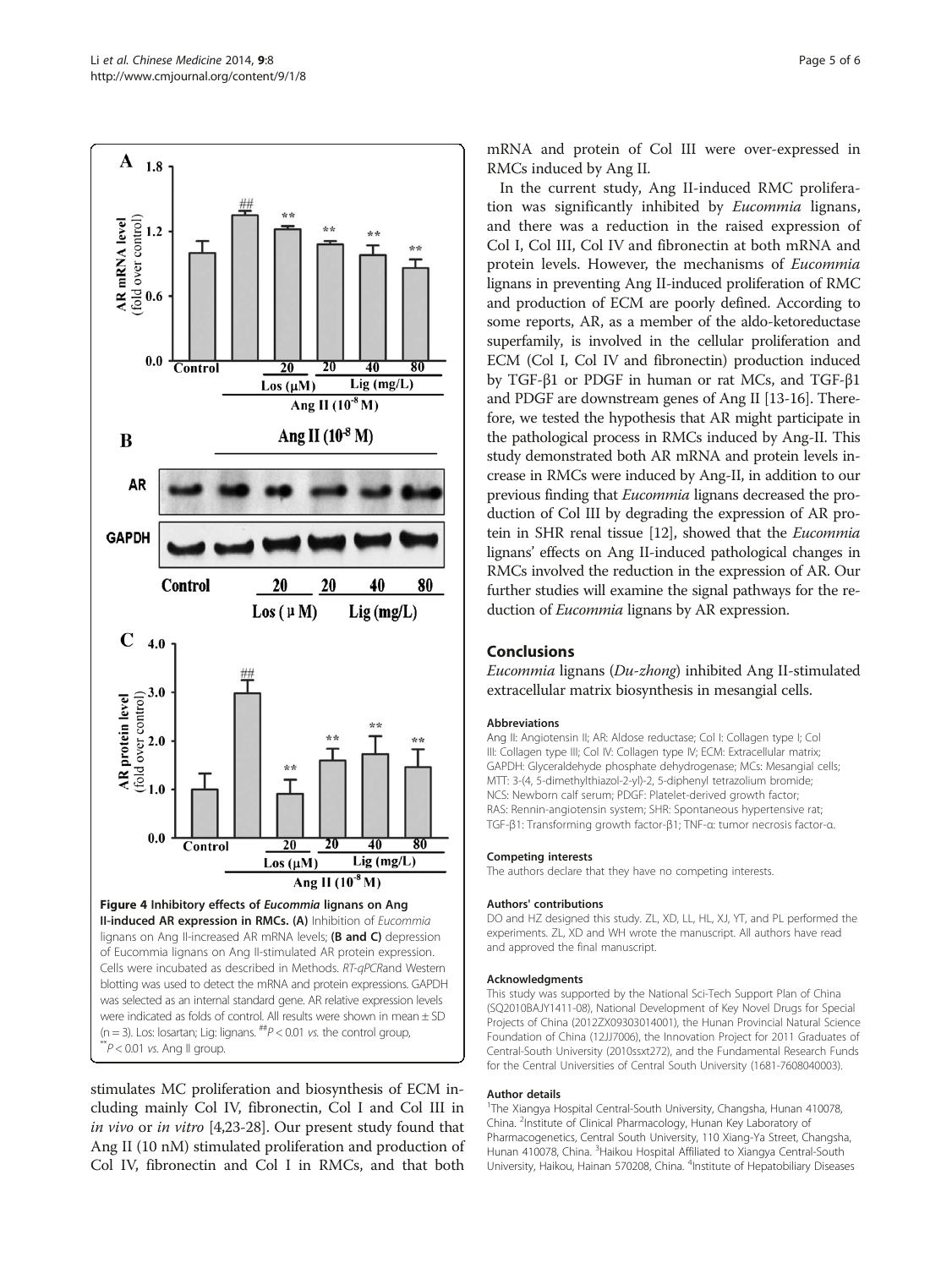A

1.8

##

**

**

**

**

AR mRNA level (fold over control)

1.2

0.6

0.0

Control

20

Los (μM)

20 40 80

Lig (mg/L)

Ang II ($10^{-8}$ M)

B

Ang II ($10^{-8}$ M)

AR

GAPDH

Control

20

Los (μ M)

20 40 80

Lig (mg/L)

C

4.0

##

AR protein level (fold over control)

3.0

**

**

**

**

2.0

1.0

0.0

Control

20

Los (μM)

20 40 80

Lig (mg/L)

Ang II ($10^{-8}$ M)

**Figure 4 Inhibitory effects of *Eucommia* lignans on Ang II-induced AR expression in RMCs. (A)** Inhibition of *Eucommia* lignans on Ang II-increased AR mRNA levels; **(B and C)** depression of Eucommia lignans on Ang II-stimulated AR protein expression. Cells were incubated as described in Methods. *RT-qPCR*and Western blotting was used to detect the mRNA and protein expressions. GAPDH was selected as an internal standard gene. AR relative expression levels were indicated as folds of control. All results were shown in mean ± SD (n = 3). Los: losartan; Lig: lignans. $^{\#\#}P < 0.01$ *vs.* the control group, $^{**}P < 0.01$ *vs.* Ang II group.

stimulates MC proliferation and biosynthesis of ECM including mainly Col IV, fibronectin, Col I and Col III in *in vivo* or *in vitro* [4,23-28]. Our present study found that Ang II (10 nM) stimulated proliferation and production of Col IV, fibronectin and Col I in RMCs, and that both mRNA and protein of Col III were over-expressed in RMCs induced by Ang II.

In the current study, Ang II-induced RMC proliferation was significantly inhibited by *Eucommia* lignans, and there was a reduction in the raised expression of Col I, Col III, Col IV and fibronectin at both mRNA and protein levels. However, the mechanisms of *Eucommia* lignans in preventing Ang II-induced proliferation of RMC and production of ECM are poorly defined. According to some reports, AR, as a member of the aldo-ketoreductase superfamily, is involved in the cellular proliferation and ECM (Col I, Col IV and fibronectin) production induced by TGF-β1 or PDGF in human or rat MCs, and TGF-β1 and PDGF are downstream genes of Ang II [13-16]. Therefore, we tested the hypothesis that AR might participate in the pathological process in RMCs induced by Ang-II. This study demonstrated both AR mRNA and protein levels increase in RMCs were induced by Ang-II, in addition to our previous finding that *Eucommia* lignans decreased the production of Col III by degrading the expression of AR protein in SHR renal tissue [12], showed that the *Eucommia* lignans' effects on Ang II-induced pathological changes in RMCs involved the reduction in the expression of AR. Our further studies will examine the signal pathways for the reduction of *Eucommia* lignans by AR expression.

## Conclusions

*Eucommia* lignans (*Du-zhong*) inhibited Ang II-stimulated extracellular matrix biosynthesis in mesangial cells.

#### Abbreviations

Ang II: Angiotensin II; AR: Aldose reductase; Col I: Collagen type I; Col III: Collagen type III; Col IV: Collagen type IV; ECM: Extracellular matrix; GAPDH: Glyceraldehyde phosphate dehydrogenase; MCs: Mesangial cells; MTT: 3-(4, 5-dimethylthiazol-2-yl)-2, 5-diphenyl tetrazolium bromide; NCS: Newborn calf serum; PDGF: Platelet-derived growth factor; RAS: Rennin-angiotensin system; SHR: Spontaneous hypertensive rat; TGF-β1: Transforming growth factor-β1; TNF-α: tumor necrosis factor-α.

#### Competing interests

The authors declare that they have no competing interests.

#### Authors' contributions

DO and HZ designed this study. ZL, XD, LL, HL, XJ, YT, and PL performed the experiments. ZL, XD and WH wrote the manuscript. All authors have read and approved the final manuscript.

#### Acknowledgments

This study was supported by the National Sci-Tech Support Plan of China (SQ2010BAJY1411-08), National Development of Key Novel Drugs for Special Projects of China (2012ZX09303014001), the Hunan Provincial Natural Science Foundation of China (12JJ7006), the Innovation Project for 2011 Graduates of Central-South University (2010ssxt272), and the Fundamental Research Funds for the Central Universities of Central South University (1681-7608040003).

#### Author details

[1]The Xiangya Hospital Central-South University, Changsha, Hunan 410078, China. [2]Institute of Clinical Pharmacology, Hunan Key Laboratory of Pharmacogenetics, Central South University, 110 Xiang-Ya Street, Changsha, Hunan 410078, China. [3]Haikou Hospital Affiliated to Xiangya Central-South University, Haikou, Hainan 570208, China. [4]Institute of Hepatobiliary Diseases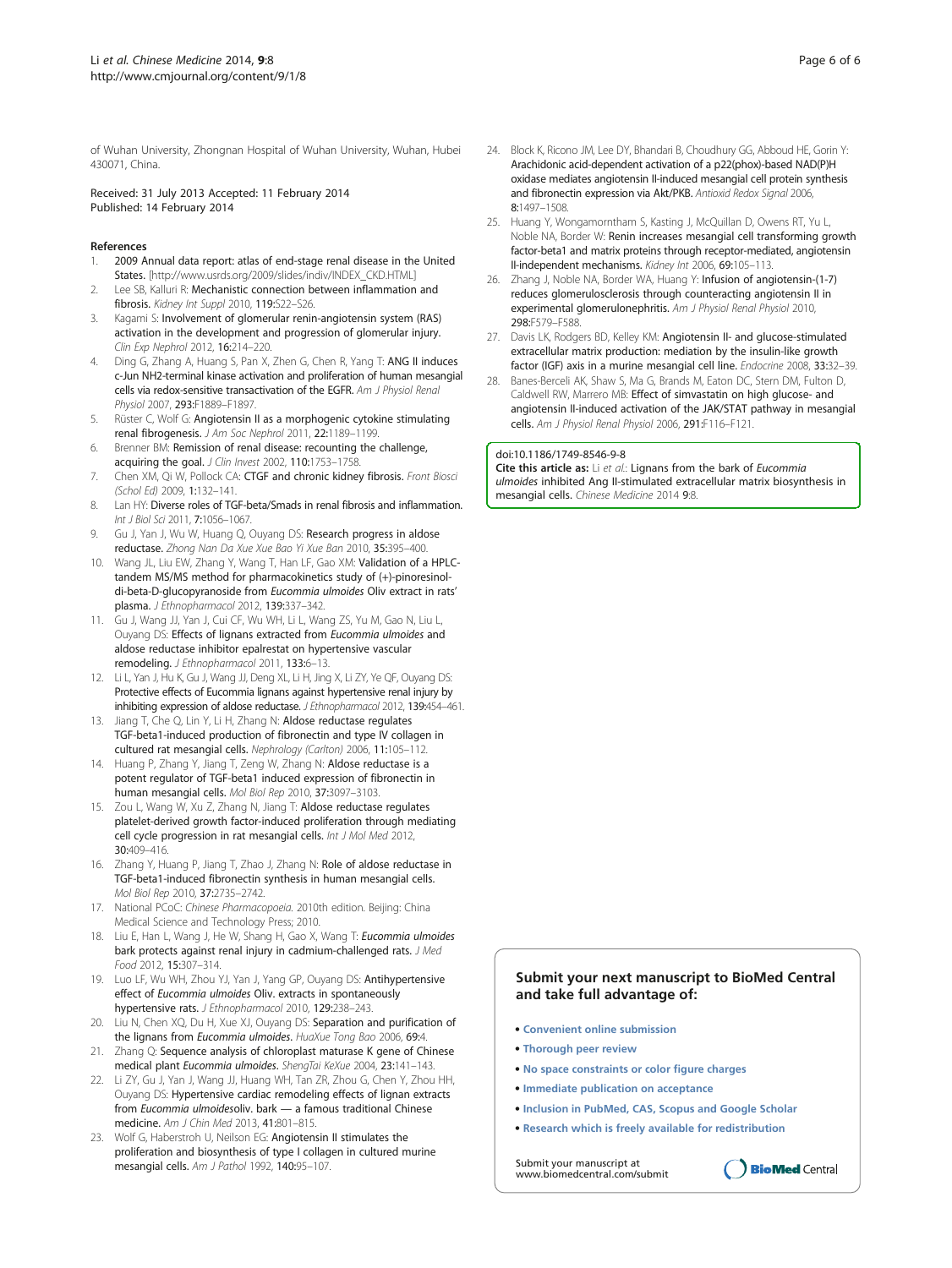of Wuhan University, Zhongnan Hospital of Wuhan University, Wuhan, Hubei 430071, China.

Received: 31 July 2013 Accepted: 11 February 2014
Published: 14 February 2014

## References

1. 2009 Annual data report: atlas of end-stage renal disease in the United States. [http://www.usrds.org/2009/slides/indiv/INDEX_CKD.HTML]
2. Lee SB, Kalluri R: **Mechanistic connection between inflammation and fibrosis.** *Kidney Int Suppl* 2010, **119:**S22–S26.
3. Kagami S: **Involvement of glomerular renin-angiotensin system (RAS) activation in the development and progression of glomerular injury.** *Clin Exp Nephrol* 2012, **16:**214–220.
4. Ding G, Zhang A, Huang S, Pan X, Zhen G, Chen R, Yang T: **ANG II induces c-Jun NH2-terminal kinase activation and proliferation of human mesangial cells via redox-sensitive transactivation of the EGFR.** *Am J Physiol Renal Physiol* 2007, **293:**F1889–F1897.
5. Rüster C, Wolf G: **Angiotensin II as a morphogenic cytokine stimulating renal fibrogenesis.** *J Am Soc Nephrol* 2011, **22:**1189–1199.
6. Brenner BM: **Remission of renal disease: recounting the challenge, acquiring the goal.** *J Clin Invest* 2002, **110:**1753–1758.
7. Chen XM, Qi W, Pollock CA: **CTGF and chronic kidney fibrosis.** *Front Biosci (Schol Ed)* 2009, **1:**132–141.
8. Lan HY: **Diverse roles of TGF-beta/Smads in renal fibrosis and inflammation.** *Int J Biol Sci* 2011, **7:**1056–1067.
9. Gu J, Yan J, Wu W, Huang Q, Ouyang DS: **Research progress in aldose reductase.** *Zhong Nan Da Xue Xue Bao Yi Xue Ban* 2010, **35:**395–400.
10. Wang JL, Liu EW, Zhang Y, Wang T, Han LF, Gao XM: **Validation of a HPLC-tandem MS/MS method for pharmacokinetics study of (+)-pinoresinol-di-beta-D-glucopyranoside from *Eucommia ulmoides* Oliv extract in rats' plasma.** *J Ethnopharmacol* 2012, **139:**337–342.
11. Gu J, Wang JJ, Yan J, Cui CF, Wu WH, Li L, Wang ZS, Yu M, Gao N, Liu L, Ouyang DS: **Effects of lignans extracted from *Eucommia ulmoides* and aldose reductase inhibitor epalrestat on hypertensive vascular remodeling.** *J Ethnopharmacol* 2011, **133:**6–13.
12. Li L, Yan J, Hu K, Gu J, Wang JJ, Deng XL, Li H, Jing X, Li ZY, Ye QF, Ouyang DS: **Protective effects of Eucommia lignans against hypertensive renal injury by inhibiting expression of aldose reductase.** *J Ethnopharmacol* 2012, **139:**454–461.
13. Jiang T, Che Q, Lin Y, Li H, Zhang N: **Aldose reductase regulates TGF-beta1-induced production of fibronectin and type IV collagen in cultured rat mesangial cells.** *Nephrology (Carlton)* 2006, **11:**105–112.
14. Huang P, Zhang Y, Jiang T, Zeng W, Zhang N: **Aldose reductase is a potent regulator of TGF-beta1 induced expression of fibronectin in human mesangial cells.** *Mol Biol Rep* 2010, **37:**3097–3103.
15. Zou L, Wang W, Xu Z, Zhang N, Jiang T: **Aldose reductase regulates platelet-derived growth factor-induced proliferation through mediating cell cycle progression in rat mesangial cells.** *Int J Mol Med* 2012, **30:**409–416.
16. Zhang Y, Huang P, Jiang T, Zhao J, Zhang N: **Role of aldose reductase in TGF-beta1-induced fibronectin synthesis in human mesangial cells.** *Mol Biol Rep* 2010, **37:**2735–2742.
17. National PCoC: *Chinese Pharmacopoeia.* 2010th edition. Beijing: China Medical Science and Technology Press; 2010.
18. Liu E, Han L, Wang J, He W, Shang H, Gao X, Wang T: ***Eucommia ulmoides* bark protects against renal injury in cadmium-challenged rats.** *J Med Food* 2012, **15:**307–314.
19. Luo LF, Wu WH, Zhou YJ, Yan J, Yang GP, Ouyang DS: **Antihypertensive effect of *Eucommia ulmoides* Oliv. extracts in spontaneously hypertensive rats.** *J Ethnopharmacol* 2010, **129:**238–243.
20. Liu N, Chen XQ, Du H, Xue XJ, Ouyang DS: **Separation and purification of the lignans from *Eucommia ulmoides*.** *HuaXue Tong Bao* 2006, **69:**4.
21. Zhang Q: **Sequence analysis of chloroplast maturase K gene of Chinese medical plant *Eucommia ulmoides*.** *ShengTai KeXue* 2004, **23:**141–143.
22. Li ZY, Gu J, Yan J, Wang JJ, Huang WH, Tan ZR, Zhou G, Chen Y, Zhou HH, Ouyang DS: **Hypertensive cardiac remodeling effects of lignan extracts from *Eucommia ulmoides*oliv. bark — a famous traditional Chinese medicine.** *Am J Chin Med* 2013, **41:**801–815.
23. Wolf G, Haberstroh U, Neilson EG: **Angiotensin II stimulates the proliferation and biosynthesis of type I collagen in cultured murine mesangial cells.** *Am J Pathol* 1992, **140:**95–107.
24. Block K, Ricono JM, Lee DY, Bhandari B, Choudhury GG, Abboud HE, Gorin Y: **Arachidonic acid-dependent activation of a p22(phox)-based NAD(P)H oxidase mediates angiotensin II-induced mesangial cell protein synthesis and fibronectin expression via Akt/PKB.** *Antioxid Redox Signal* 2006, **8:**1497–1508.
25. Huang Y, Wongamorntham S, Kasting J, McQuillan D, Owens RT, Yu L, Noble NA, Border W: **Renin increases mesangial cell transforming growth factor-beta1 and matrix proteins through receptor-mediated, angiotensin II-independent mechanisms.** *Kidney Int* 2006, **69:**105–113.
26. Zhang J, Noble NA, Border WA, Huang Y: **Infusion of angiotensin-(1-7) reduces glomerulosclerosis through counteracting angiotensin II in experimental glomerulonephritis.** *Am J Physiol Renal Physiol* 2010, **298:**F579–F588.
27. Davis LK, Rodgers BD, Kelley KM: **Angiotensin II- and glucose-stimulated extracellular matrix production: mediation by the insulin-like growth factor (IGF) axis in a murine mesangial cell line.** *Endocrine* 2008, **33:**32–39.
28. Banes-Berceli AK, Shaw S, Ma G, Brands M, Eaton DC, Stern DM, Fulton D, Caldwell RW, Marrero MB: **Effect of simvastatin on high glucose- and angiotensin II-induced activation of the JAK/STAT pathway in mesangial cells.** *Am J Physiol Renal Physiol* 2006, **291:**F116–F121.

doi:10.1186/1749-8546-9-8

**Cite this article as:** Li *et al.*: Lignans from the bark of *Eucommia ulmoides* inhibited Ang II-stimulated extracellular matrix biosynthesis in mesangial cells. *Chinese Medicine* 2014 **9**:8.

**Submit your next manuscript to BioMed Central and take full advantage of:**

- **Convenient online submission**
- **Thorough peer review**
- **No space constraints or color figure charges**
- **Immediate publication on acceptance**
- **Inclusion in PubMed, CAS, Scopus and Google Scholar**
- **Research which is freely available for redistribution**

Submit your manuscript at
www.biomedcentral.com/submit

BioMed Central